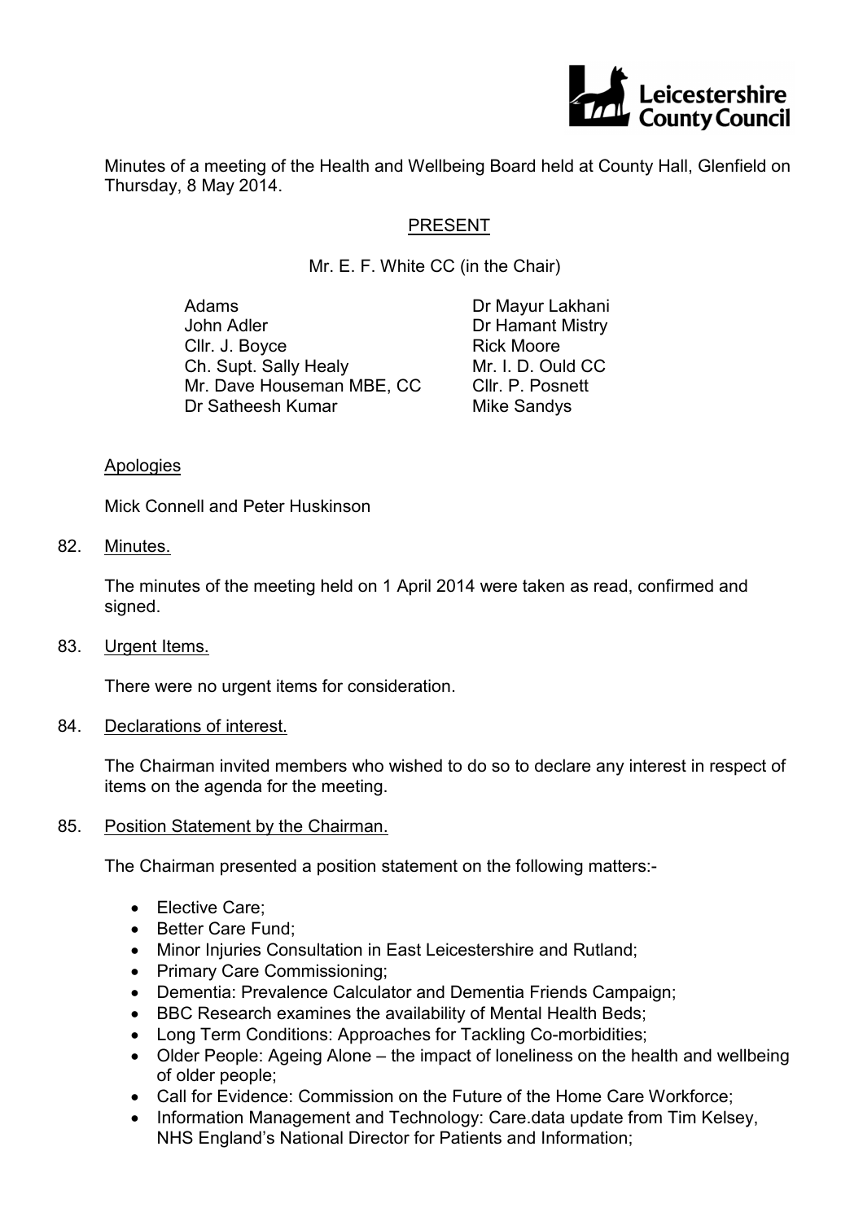Leicestershire County Council

Minutes of a meeting of the Health and Wellbeing Board held at County Hall, Glenfield on Thursday, 8 May 2014.

## PRESENT

Mr. E. F. White CC (in the Chair)

Adams
John Adler
Cllr. J. Boyce
Ch. Supt. Sally Healy
Mr. Dave Houseman MBE, CC
Dr Satheesh Kumar
Dr Mayur Lakhani
Dr Hamant Mistry
Rick Moore
Mr. I. D. Ould CC
Cllr. P. Posnett
Mike Sandys

### Apologies

Mick Connell and Peter Huskinson

### 82. Minutes.

The minutes of the meeting held on 1 April 2014 were taken as read, confirmed and signed.

### 83. Urgent Items.

There were no urgent items for consideration.

### 84. Declarations of interest.

The Chairman invited members who wished to do so to declare any interest in respect of items on the agenda for the meeting.

### 85. Position Statement by the Chairman.

The Chairman presented a position statement on the following matters:-

- Elective Care;
- Better Care Fund;
- Minor Injuries Consultation in East Leicestershire and Rutland;
- Primary Care Commissioning;
- Dementia: Prevalence Calculator and Dementia Friends Campaign;
- BBC Research examines the availability of Mental Health Beds;
- Long Term Conditions: Approaches for Tackling Co-morbidities;
- Older People: Ageing Alone – the impact of loneliness on the health and wellbeing of older people;
- Call for Evidence: Commission on the Future of the Home Care Workforce;
- Information Management and Technology: Care.data update from Tim Kelsey, NHS England's National Director for Patients and Information;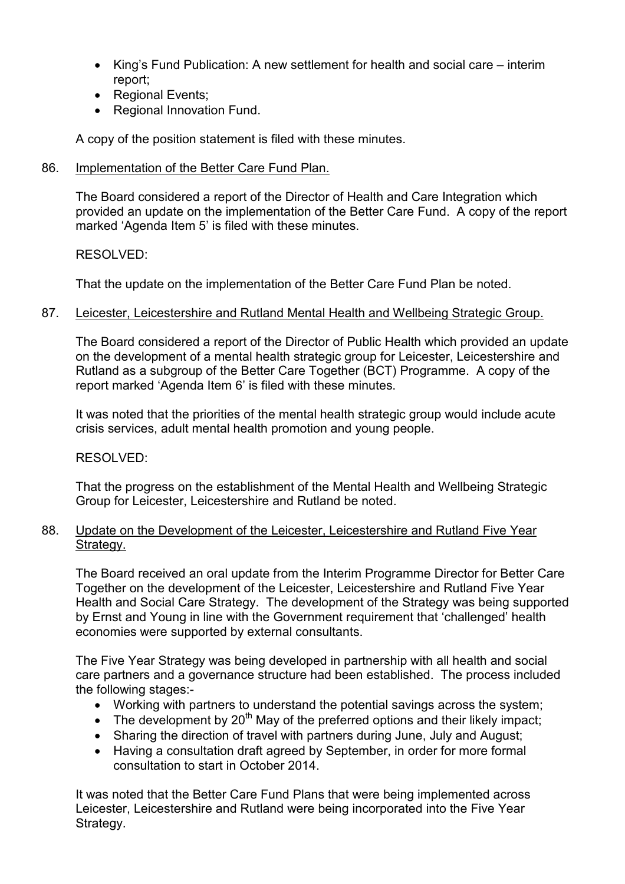- King's Fund Publication: A new settlement for health and social care – interim report;
- Regional Events;
- Regional Innovation Fund.

A copy of the position statement is filed with these minutes.

86. Implementation of the Better Care Fund Plan.

The Board considered a report of the Director of Health and Care Integration which provided an update on the implementation of the Better Care Fund. A copy of the report marked 'Agenda Item 5' is filed with these minutes.

RESOLVED:

That the update on the implementation of the Better Care Fund Plan be noted.

87. Leicester, Leicestershire and Rutland Mental Health and Wellbeing Strategic Group.

The Board considered a report of the Director of Public Health which provided an update on the development of a mental health strategic group for Leicester, Leicestershire and Rutland as a subgroup of the Better Care Together (BCT) Programme. A copy of the report marked 'Agenda Item 6' is filed with these minutes.

It was noted that the priorities of the mental health strategic group would include acute crisis services, adult mental health promotion and young people.

RESOLVED:

That the progress on the establishment of the Mental Health and Wellbeing Strategic Group for Leicester, Leicestershire and Rutland be noted.

88. Update on the Development of the Leicester, Leicestershire and Rutland Five Year Strategy.

The Board received an oral update from the Interim Programme Director for Better Care Together on the development of the Leicester, Leicestershire and Rutland Five Year Health and Social Care Strategy. The development of the Strategy was being supported by Ernst and Young in line with the Government requirement that 'challenged' health economies were supported by external consultants.

The Five Year Strategy was being developed in partnership with all health and social care partners and a governance structure had been established. The process included the following stages:-

- Working with partners to understand the potential savings across the system;
- The development by 20th May of the preferred options and their likely impact;
- Sharing the direction of travel with partners during June, July and August;
- Having a consultation draft agreed by September, in order for more formal consultation to start in October 2014.

It was noted that the Better Care Fund Plans that were being implemented across Leicester, Leicestershire and Rutland were being incorporated into the Five Year Strategy.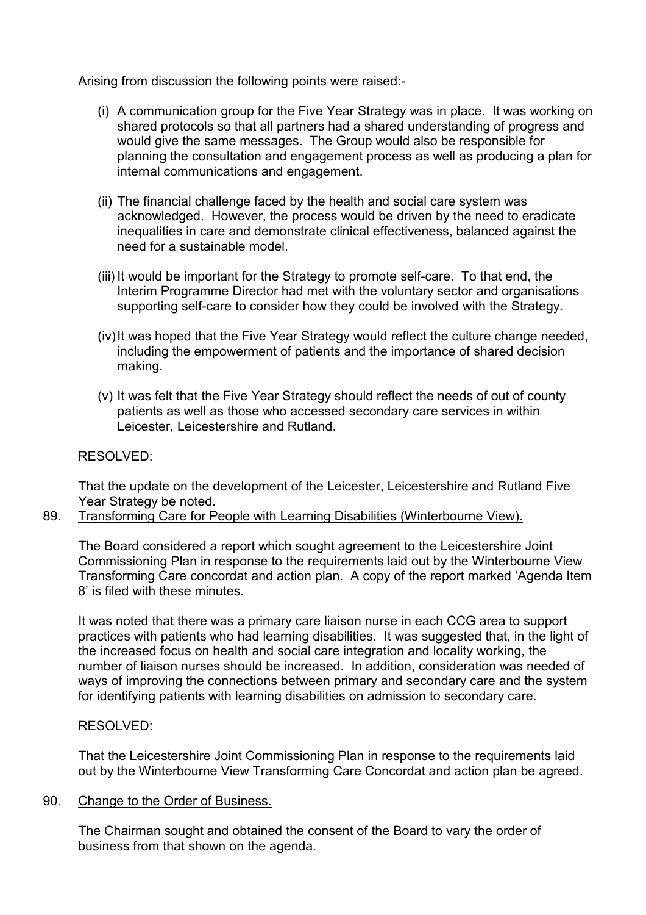Arising from discussion the following points were raised:-

(i) A communication group for the Five Year Strategy was in place. It was working on shared protocols so that all partners had a shared understanding of progress and would give the same messages. The Group would also be responsible for planning the consultation and engagement process as well as producing a plan for internal communications and engagement.

(ii) The financial challenge faced by the health and social care system was acknowledged. However, the process would be driven by the need to eradicate inequalities in care and demonstrate clinical effectiveness, balanced against the need for a sustainable model.

(iii) It would be important for the Strategy to promote self-care. To that end, the Interim Programme Director had met with the voluntary sector and organisations supporting self-care to consider how they could be involved with the Strategy.

(iv) It was hoped that the Five Year Strategy would reflect the culture change needed, including the empowerment of patients and the importance of shared decision making.

(v) It was felt that the Five Year Strategy should reflect the needs of out of county patients as well as those who accessed secondary care services in within Leicester, Leicestershire and Rutland.

RESOLVED:

That the update on the development of the Leicester, Leicestershire and Rutland Five Year Strategy be noted.

89. Transforming Care for People with Learning Disabilities (Winterbourne View).

The Board considered a report which sought agreement to the Leicestershire Joint Commissioning Plan in response to the requirements laid out by the Winterbourne View Transforming Care concordat and action plan. A copy of the report marked 'Agenda Item 8' is filed with these minutes.

It was noted that there was a primary care liaison nurse in each CCG area to support practices with patients who had learning disabilities. It was suggested that, in the light of the increased focus on health and social care integration and locality working, the number of liaison nurses should be increased. In addition, consideration was needed of ways of improving the connections between primary and secondary care and the system for identifying patients with learning disabilities on admission to secondary care.

RESOLVED:

That the Leicestershire Joint Commissioning Plan in response to the requirements laid out by the Winterbourne View Transforming Care Concordat and action plan be agreed.

90. Change to the Order of Business.

The Chairman sought and obtained the consent of the Board to vary the order of business from that shown on the agenda.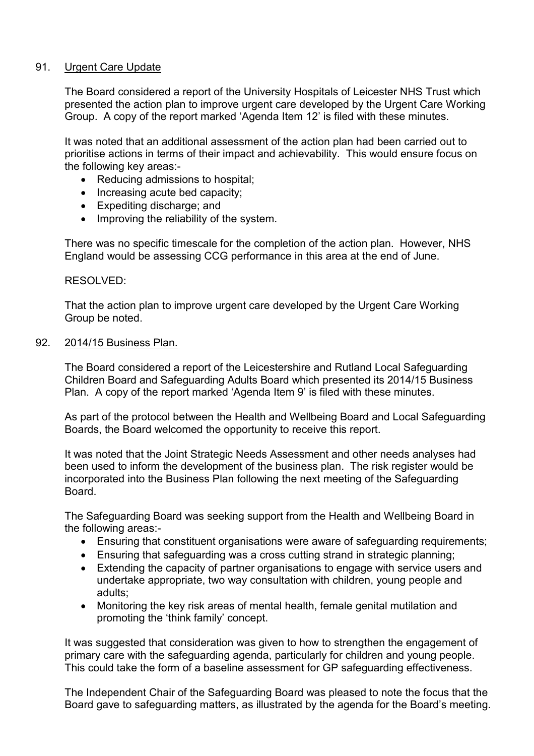91. Urgent Care Update

The Board considered a report of the University Hospitals of Leicester NHS Trust which presented the action plan to improve urgent care developed by the Urgent Care Working Group. A copy of the report marked 'Agenda Item 12' is filed with these minutes.

It was noted that an additional assessment of the action plan had been carried out to prioritise actions in terms of their impact and achievability. This would ensure focus on the following key areas:-

- Reducing admissions to hospital;
- Increasing acute bed capacity;
- Expediting discharge; and
- Improving the reliability of the system.

There was no specific timescale for the completion of the action plan. However, NHS England would be assessing CCG performance in this area at the end of June.

RESOLVED:

That the action plan to improve urgent care developed by the Urgent Care Working Group be noted.

92. 2014/15 Business Plan.

The Board considered a report of the Leicestershire and Rutland Local Safeguarding Children Board and Safeguarding Adults Board which presented its 2014/15 Business Plan. A copy of the report marked 'Agenda Item 9' is filed with these minutes.

As part of the protocol between the Health and Wellbeing Board and Local Safeguarding Boards, the Board welcomed the opportunity to receive this report.

It was noted that the Joint Strategic Needs Assessment and other needs analyses had been used to inform the development of the business plan. The risk register would be incorporated into the Business Plan following the next meeting of the Safeguarding Board.

The Safeguarding Board was seeking support from the Health and Wellbeing Board in the following areas:-

- Ensuring that constituent organisations were aware of safeguarding requirements;
- Ensuring that safeguarding was a cross cutting strand in strategic planning;
- Extending the capacity of partner organisations to engage with service users and undertake appropriate, two way consultation with children, young people and adults;
- Monitoring the key risk areas of mental health, female genital mutilation and promoting the 'think family' concept.

It was suggested that consideration was given to how to strengthen the engagement of primary care with the safeguarding agenda, particularly for children and young people. This could take the form of a baseline assessment for GP safeguarding effectiveness.

The Independent Chair of the Safeguarding Board was pleased to note the focus that the Board gave to safeguarding matters, as illustrated by the agenda for the Board's meeting.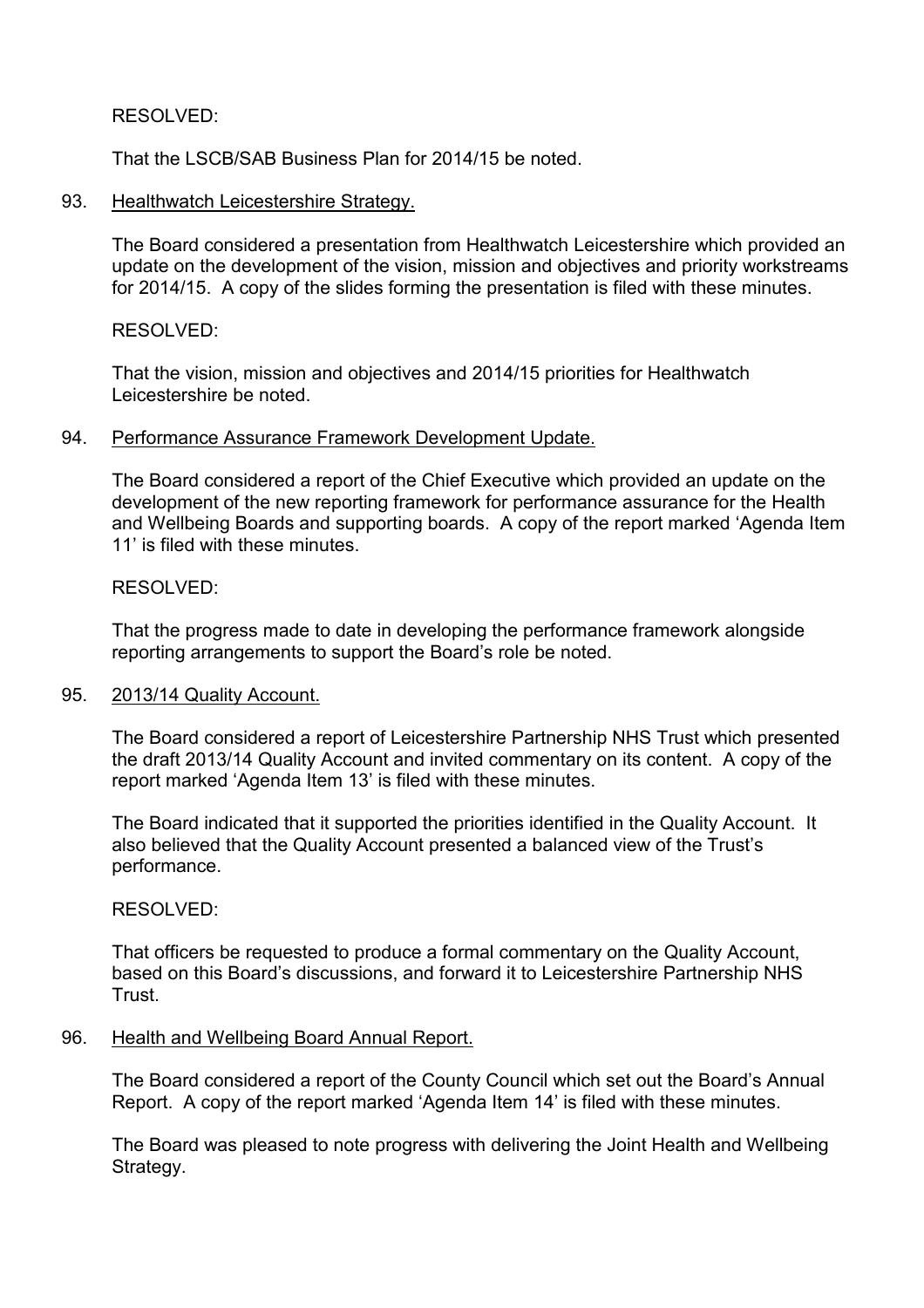RESOLVED:

That the LSCB/SAB Business Plan for 2014/15 be noted.

93. Healthwatch Leicestershire Strategy.

The Board considered a presentation from Healthwatch Leicestershire which provided an update on the development of the vision, mission and objectives and priority workstreams for 2014/15. A copy of the slides forming the presentation is filed with these minutes.

RESOLVED:

That the vision, mission and objectives and 2014/15 priorities for Healthwatch Leicestershire be noted.

94. Performance Assurance Framework Development Update.

The Board considered a report of the Chief Executive which provided an update on the development of the new reporting framework for performance assurance for the Health and Wellbeing Boards and supporting boards. A copy of the report marked 'Agenda Item 11' is filed with these minutes.

RESOLVED:

That the progress made to date in developing the performance framework alongside reporting arrangements to support the Board's role be noted.

95. 2013/14 Quality Account.

The Board considered a report of Leicestershire Partnership NHS Trust which presented the draft 2013/14 Quality Account and invited commentary on its content. A copy of the report marked 'Agenda Item 13' is filed with these minutes.

The Board indicated that it supported the priorities identified in the Quality Account. It also believed that the Quality Account presented a balanced view of the Trust's performance.

RESOLVED:

That officers be requested to produce a formal commentary on the Quality Account, based on this Board's discussions, and forward it to Leicestershire Partnership NHS Trust.

96. Health and Wellbeing Board Annual Report.

The Board considered a report of the County Council which set out the Board's Annual Report. A copy of the report marked 'Agenda Item 14' is filed with these minutes.

The Board was pleased to note progress with delivering the Joint Health and Wellbeing Strategy.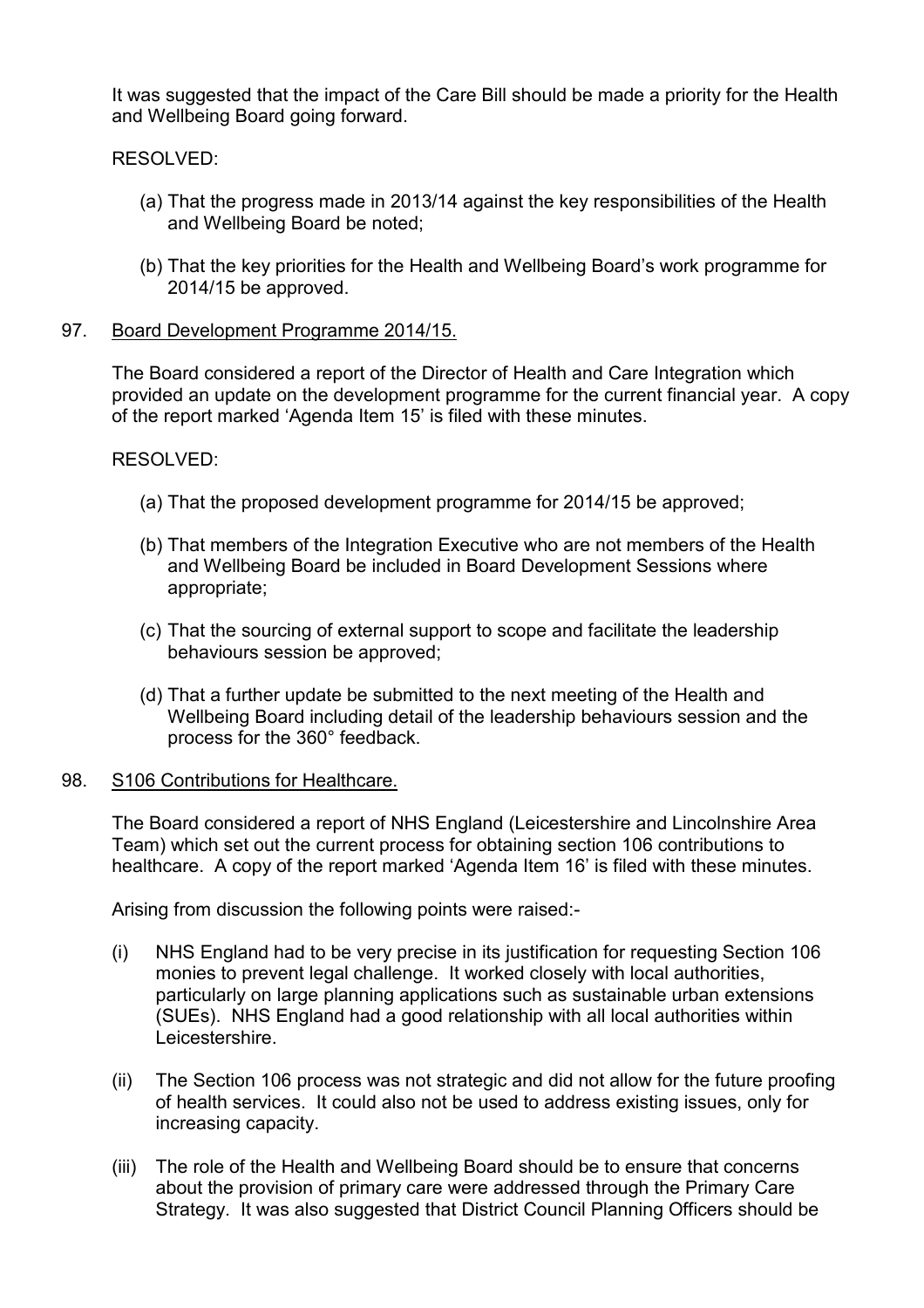It was suggested that the impact of the Care Bill should be made a priority for the Health and Wellbeing Board going forward.

RESOLVED:

(a) That the progress made in 2013/14 against the key responsibilities of the Health and Wellbeing Board be noted;

(b) That the key priorities for the Health and Wellbeing Board's work programme for 2014/15 be approved.

97. Board Development Programme 2014/15.

The Board considered a report of the Director of Health and Care Integration which provided an update on the development programme for the current financial year. A copy of the report marked 'Agenda Item 15' is filed with these minutes.

RESOLVED:

(a) That the proposed development programme for 2014/15 be approved;

(b) That members of the Integration Executive who are not members of the Health and Wellbeing Board be included in Board Development Sessions where appropriate;

(c) That the sourcing of external support to scope and facilitate the leadership behaviours session be approved;

(d) That a further update be submitted to the next meeting of the Health and Wellbeing Board including detail of the leadership behaviours session and the process for the 360° feedback.

98. S106 Contributions for Healthcare.

The Board considered a report of NHS England (Leicestershire and Lincolnshire Area Team) which set out the current process for obtaining section 106 contributions to healthcare. A copy of the report marked 'Agenda Item 16' is filed with these minutes.

Arising from discussion the following points were raised:-

(i) NHS England had to be very precise in its justification for requesting Section 106 monies to prevent legal challenge. It worked closely with local authorities, particularly on large planning applications such as sustainable urban extensions (SUEs). NHS England had a good relationship with all local authorities within Leicestershire.

(ii) The Section 106 process was not strategic and did not allow for the future proofing of health services. It could also not be used to address existing issues, only for increasing capacity.

(iii) The role of the Health and Wellbeing Board should be to ensure that concerns about the provision of primary care were addressed through the Primary Care Strategy. It was also suggested that District Council Planning Officers should be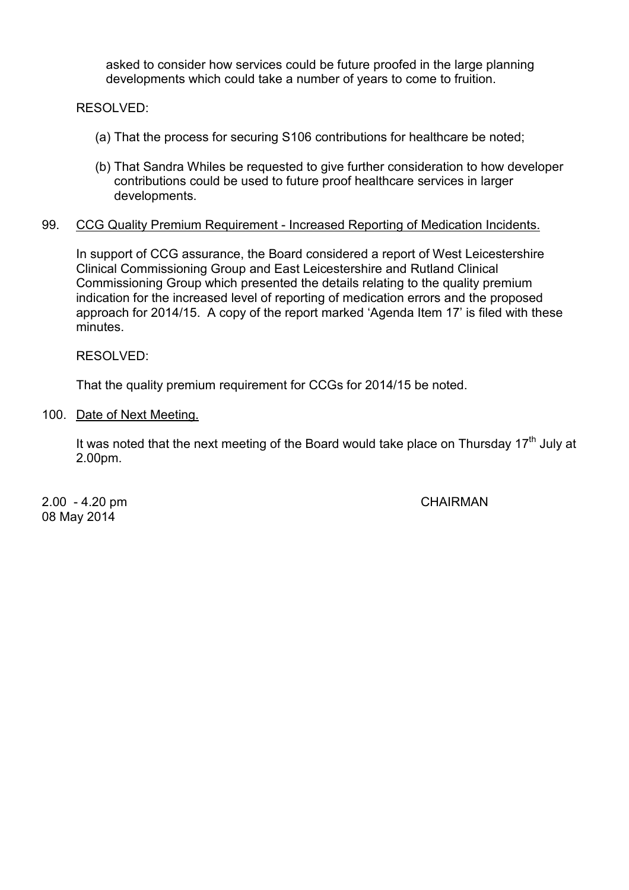asked to consider how services could be future proofed in the large planning developments which could take a number of years to come to fruition.

RESOLVED:

(a) That the process for securing S106 contributions for healthcare be noted;

(b) That Sandra Whiles be requested to give further consideration to how developer contributions could be used to future proof healthcare services in larger developments.

99. CCG Quality Premium Requirement - Increased Reporting of Medication Incidents.

In support of CCG assurance, the Board considered a report of West Leicestershire Clinical Commissioning Group and East Leicestershire and Rutland Clinical Commissioning Group which presented the details relating to the quality premium indication for the increased level of reporting of medication errors and the proposed approach for 2014/15. A copy of the report marked 'Agenda Item 17' is filed with these minutes.

RESOLVED:

That the quality premium requirement for CCGs for 2014/15 be noted.

100. Date of Next Meeting.

It was noted that the next meeting of the Board would take place on Thursday 17th July at 2.00pm.

2.00 - 4.20 pm
08 May 2014

CHAIRMAN